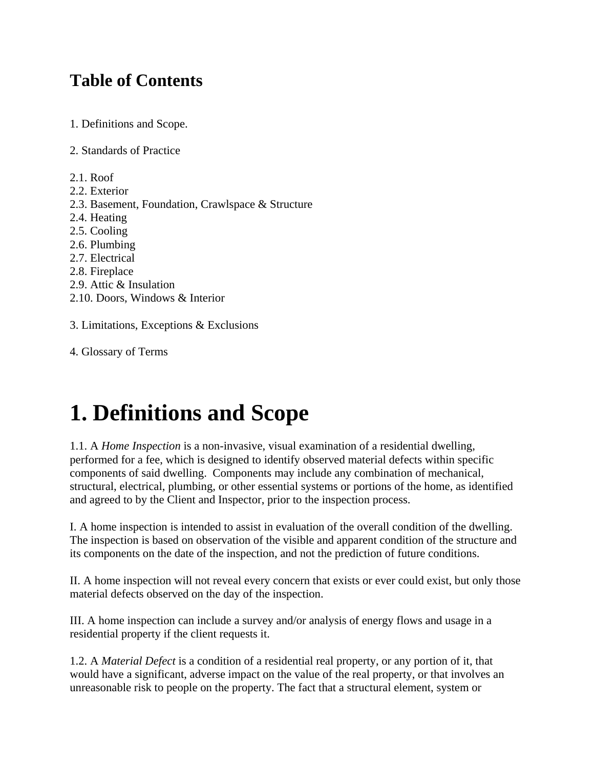## Table of Contents

1. Definitions and Scope.

2. Standards of Practice

2.1. Roof
2.2. Exterior
2.3. Basement, Foundation, Crawlspace & Structure
2.4. Heating
2.5. Cooling
2.6. Plumbing
2.7. Electrical
2.8. Fireplace
2.9. Attic & Insulation
2.10. Doors, Windows & Interior

3. Limitations, Exceptions & Exclusions

4. Glossary of Terms

# 1. Definitions and Scope

1.1. A *Home Inspection* is a non-invasive, visual examination of a residential dwelling, performed for a fee, which is designed to identify observed material defects within specific components of said dwelling. Components may include any combination of mechanical, structural, electrical, plumbing, or other essential systems or portions of the home, as identified and agreed to by the Client and Inspector, prior to the inspection process.

I. A home inspection is intended to assist in evaluation of the overall condition of the dwelling. The inspection is based on observation of the visible and apparent condition of the structure and its components on the date of the inspection, and not the prediction of future conditions.

II. A home inspection will not reveal every concern that exists or ever could exist, but only those material defects observed on the day of the inspection.

III. A home inspection can include a survey and/or analysis of energy flows and usage in a residential property if the client requests it.

1.2. A *Material Defect* is a condition of a residential real property, or any portion of it, that would have a significant, adverse impact on the value of the real property, or that involves an unreasonable risk to people on the property. The fact that a structural element, system or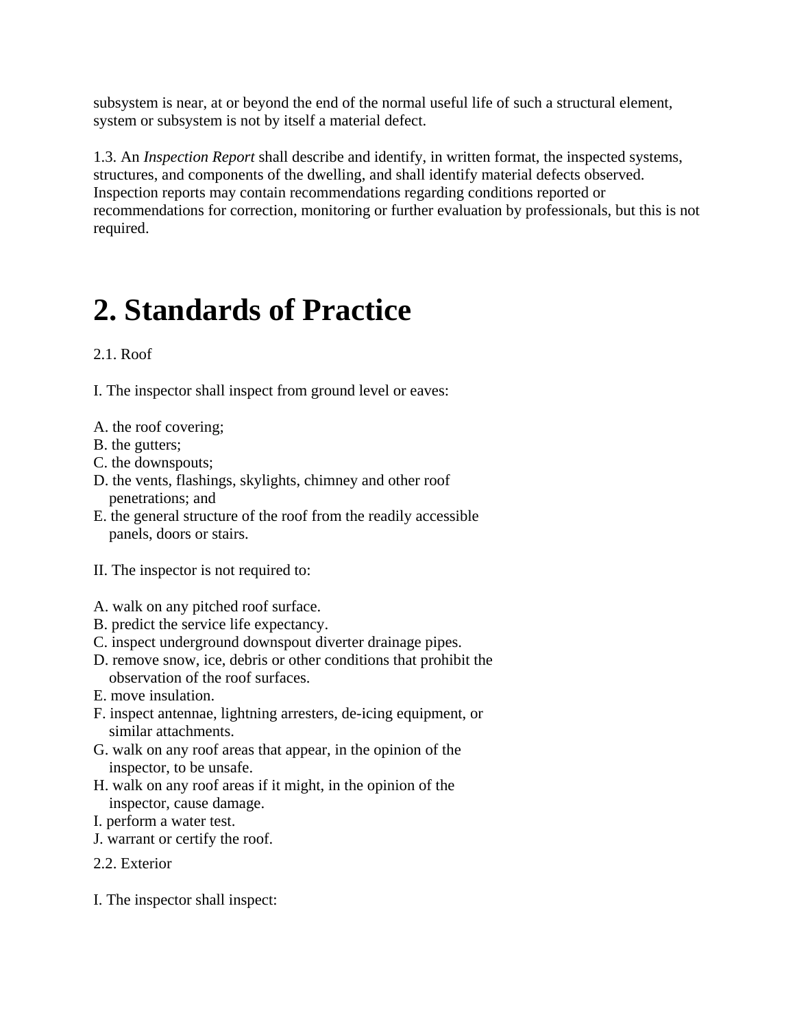subsystem is near, at or beyond the end of the normal useful life of such a structural element, system or subsystem is not by itself a material defect.

1.3. An *Inspection Report* shall describe and identify, in written format, the inspected systems, structures, and components of the dwelling, and shall identify material defects observed. Inspection reports may contain recommendations regarding conditions reported or recommendations for correction, monitoring or further evaluation by professionals, but this is not required.

# 2. Standards of Practice

2.1. Roof

I. The inspector shall inspect from ground level or eaves:

A. the roof covering;
B. the gutters;
C. the downspouts;
D. the vents, flashings, skylights, chimney and other roof penetrations; and
E. the general structure of the roof from the readily accessible panels, doors or stairs.

II. The inspector is not required to:

A. walk on any pitched roof surface.
B. predict the service life expectancy.
C. inspect underground downspout diverter drainage pipes.
D. remove snow, ice, debris or other conditions that prohibit the observation of the roof surfaces.
E. move insulation.
F. inspect antennae, lightning arresters, de-icing equipment, or similar attachments.
G. walk on any roof areas that appear, in the opinion of the inspector, to be unsafe.
H. walk on any roof areas if it might, in the opinion of the inspector, cause damage.
I. perform a water test.
J. warrant or certify the roof.

2.2. Exterior

I. The inspector shall inspect: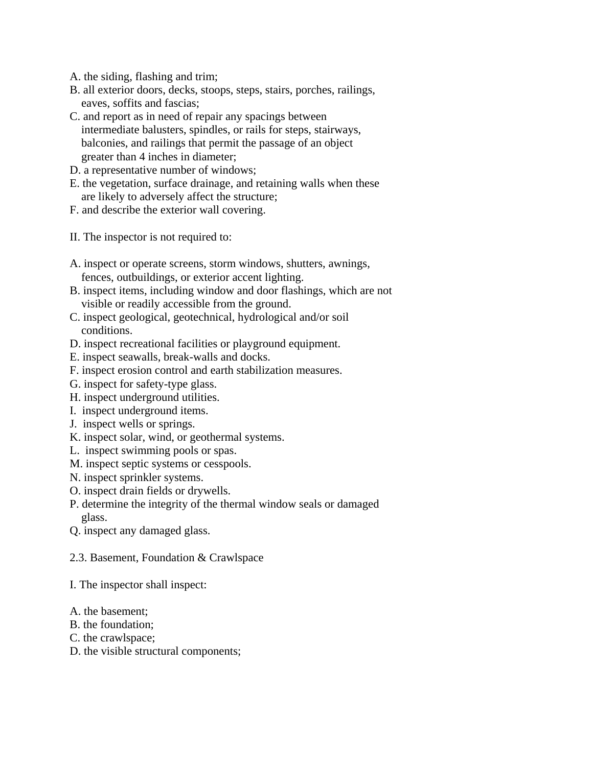A. the siding, flashing and trim;
B. all exterior doors, decks, stoops, steps, stairs, porches, railings, eaves, soffits and fascias;
C. and report as in need of repair any spacings between intermediate balusters, spindles, or rails for steps, stairways, balconies, and railings that permit the passage of an object greater than 4 inches in diameter;
D. a representative number of windows;
E. the vegetation, surface drainage, and retaining walls when these are likely to adversely affect the structure;
F. and describe the exterior wall covering.

II. The inspector is not required to:

A. inspect or operate screens, storm windows, shutters, awnings, fences, outbuildings, or exterior accent lighting.
B. inspect items, including window and door flashings, which are not visible or readily accessible from the ground.
C. inspect geological, geotechnical, hydrological and/or soil conditions.
D. inspect recreational facilities or playground equipment.
E. inspect seawalls, break-walls and docks.
F. inspect erosion control and earth stabilization measures.
G. inspect for safety-type glass.
H. inspect underground utilities.
I. inspect underground items.
J. inspect wells or springs.
K. inspect solar, wind, or geothermal systems.
L. inspect swimming pools or spas.
M. inspect septic systems or cesspools.
N. inspect sprinkler systems.
O. inspect drain fields or drywells.
P. determine the integrity of the thermal window seals or damaged glass.
Q. inspect any damaged glass.

2.3. Basement, Foundation & Crawlspace

I. The inspector shall inspect:

A. the basement;
B. the foundation;
C. the crawlspace;
D. the visible structural components;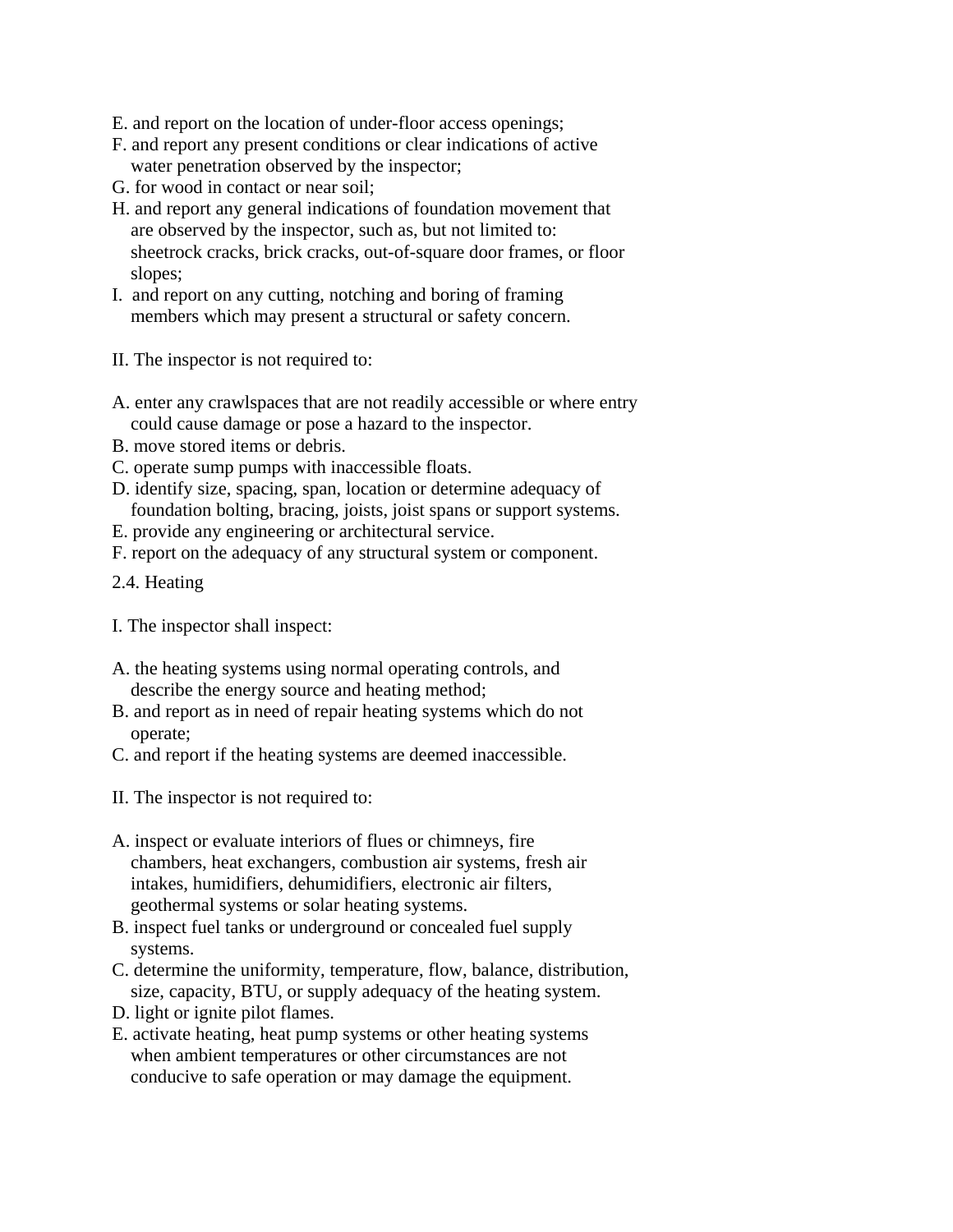E. and report on the location of under-floor access openings;
F. and report any present conditions or clear indications of active water penetration observed by the inspector;
G. for wood in contact or near soil;
H. and report any general indications of foundation movement that are observed by the inspector, such as, but not limited to: sheetrock cracks, brick cracks, out-of-square door frames, or floor slopes;
I. and report on any cutting, notching and boring of framing members which may present a structural or safety concern.

II. The inspector is not required to:

A. enter any crawlspaces that are not readily accessible or where entry could cause damage or pose a hazard to the inspector.
B. move stored items or debris.
C. operate sump pumps with inaccessible floats.
D. identify size, spacing, span, location or determine adequacy of foundation bolting, bracing, joists, joist spans or support systems.
E. provide any engineering or architectural service.
F. report on the adequacy of any structural system or component.

2.4. Heating

I. The inspector shall inspect:

A. the heating systems using normal operating controls, and describe the energy source and heating method;
B. and report as in need of repair heating systems which do not operate;
C. and report if the heating systems are deemed inaccessible.

II. The inspector is not required to:

A. inspect or evaluate interiors of flues or chimneys, fire chambers, heat exchangers, combustion air systems, fresh air intakes, humidifiers, dehumidifiers, electronic air filters, geothermal systems or solar heating systems.
B. inspect fuel tanks or underground or concealed fuel supply systems.
C. determine the uniformity, temperature, flow, balance, distribution, size, capacity, BTU, or supply adequacy of the heating system.
D. light or ignite pilot flames.
E. activate heating, heat pump systems or other heating systems when ambient temperatures or other circumstances are not conducive to safe operation or may damage the equipment.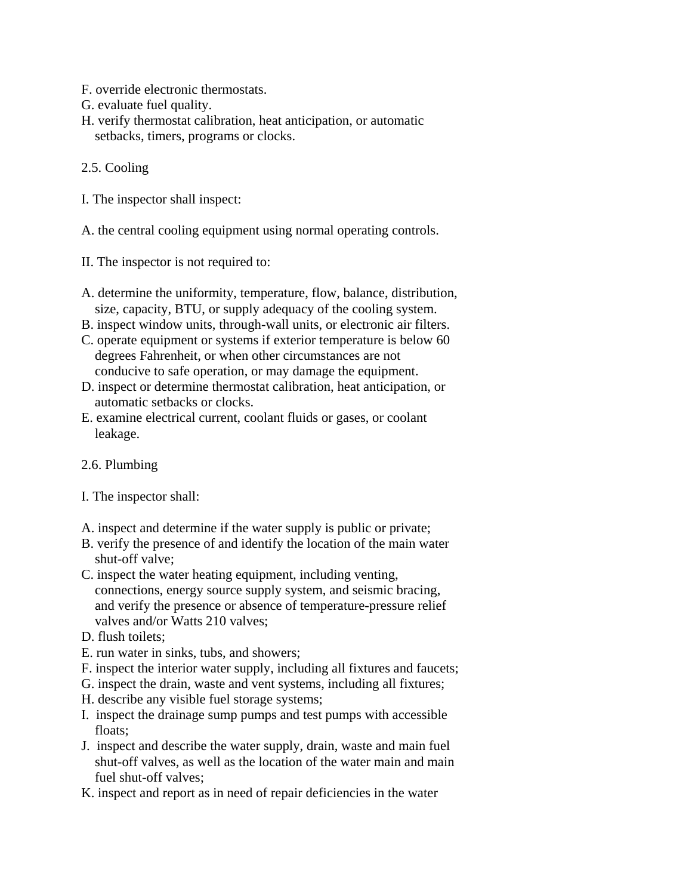F. override electronic thermostats.
G. evaluate fuel quality.
H. verify thermostat calibration, heat anticipation, or automatic setbacks, timers, programs or clocks.

## 2.5. Cooling

I. The inspector shall inspect:

A. the central cooling equipment using normal operating controls.

II. The inspector is not required to:

A. determine the uniformity, temperature, flow, balance, distribution, size, capacity, BTU, or supply adequacy of the cooling system.
B. inspect window units, through-wall units, or electronic air filters.
C. operate equipment or systems if exterior temperature is below 60 degrees Fahrenheit, or when other circumstances are not conducive to safe operation, or may damage the equipment.
D. inspect or determine thermostat calibration, heat anticipation, or automatic setbacks or clocks.
E. examine electrical current, coolant fluids or gases, or coolant leakage.

## 2.6. Plumbing

I. The inspector shall:

A. inspect and determine if the water supply is public or private;
B. verify the presence of and identify the location of the main water shut-off valve;
C. inspect the water heating equipment, including venting, connections, energy source supply system, and seismic bracing, and verify the presence or absence of temperature-pressure relief valves and/or Watts 210 valves;
D. flush toilets;
E. run water in sinks, tubs, and showers;
F. inspect the interior water supply, including all fixtures and faucets;
G. inspect the drain, waste and vent systems, including all fixtures;
H. describe any visible fuel storage systems;
I. inspect the drainage sump pumps and test pumps with accessible floats;
J. inspect and describe the water supply, drain, waste and main fuel shut-off valves, as well as the location of the water main and main fuel shut-off valves;
K. inspect and report as in need of repair deficiencies in the water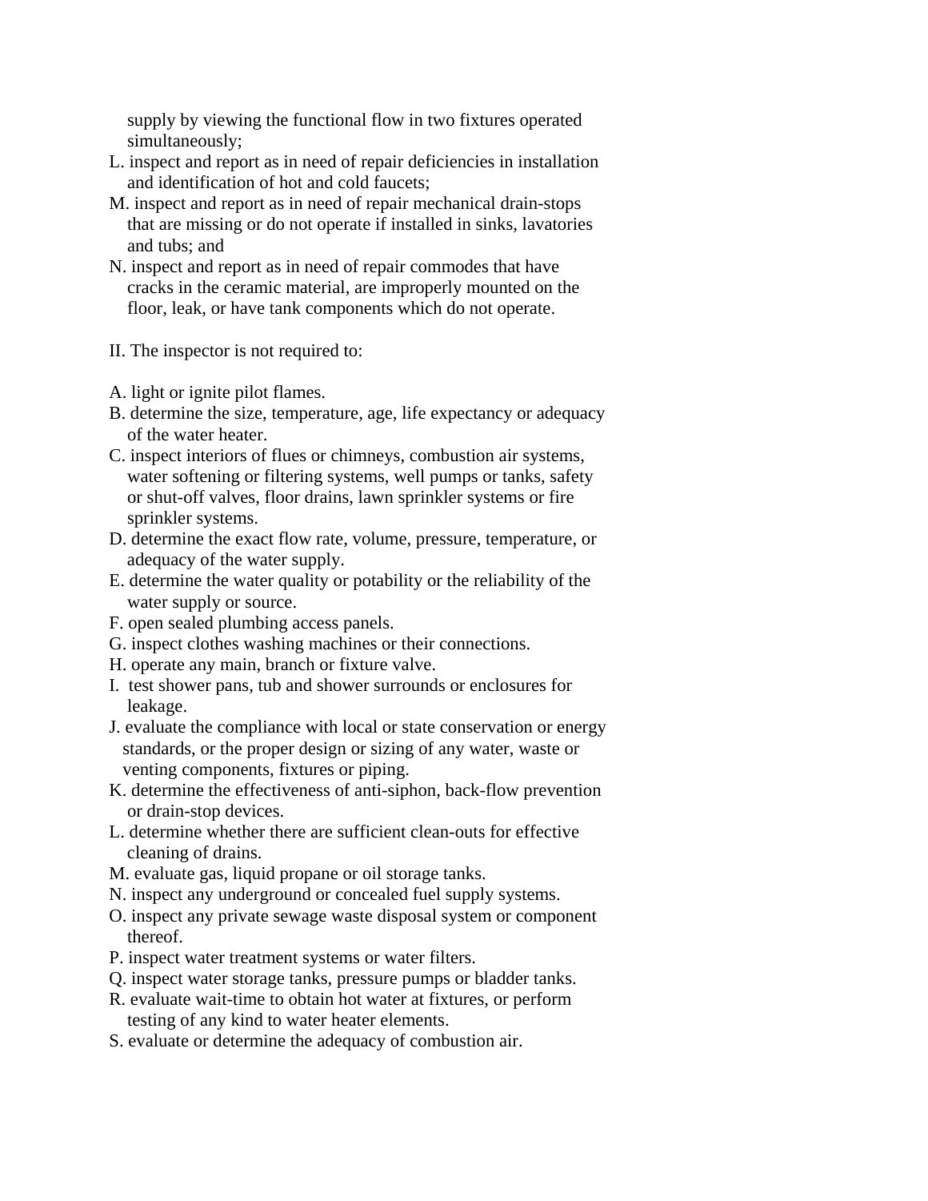supply by viewing the functional flow in two fixtures operated simultaneously;

L. inspect and report as in need of repair deficiencies in installation and identification of hot and cold faucets;

M. inspect and report as in need of repair mechanical drain-stops that are missing or do not operate if installed in sinks, lavatories and tubs; and

N. inspect and report as in need of repair commodes that have cracks in the ceramic material, are improperly mounted on the floor, leak, or have tank components which do not operate.

II. The inspector is not required to:

A. light or ignite pilot flames.

B. determine the size, temperature, age, life expectancy or adequacy of the water heater.

C. inspect interiors of flues or chimneys, combustion air systems, water softening or filtering systems, well pumps or tanks, safety or shut-off valves, floor drains, lawn sprinkler systems or fire sprinkler systems.

D. determine the exact flow rate, volume, pressure, temperature, or adequacy of the water supply.

E. determine the water quality or potability or the reliability of the water supply or source.

F. open sealed plumbing access panels.

G. inspect clothes washing machines or their connections.

H. operate any main, branch or fixture valve.

I. test shower pans, tub and shower surrounds or enclosures for leakage.

J. evaluate the compliance with local or state conservation or energy standards, or the proper design or sizing of any water, waste or venting components, fixtures or piping.

K. determine the effectiveness of anti-siphon, back-flow prevention or drain-stop devices.

L. determine whether there are sufficient clean-outs for effective cleaning of drains.

M. evaluate gas, liquid propane or oil storage tanks.

N. inspect any underground or concealed fuel supply systems.

O. inspect any private sewage waste disposal system or component thereof.

P. inspect water treatment systems or water filters.

Q. inspect water storage tanks, pressure pumps or bladder tanks.

R. evaluate wait-time to obtain hot water at fixtures, or perform testing of any kind to water heater elements.

S. evaluate or determine the adequacy of combustion air.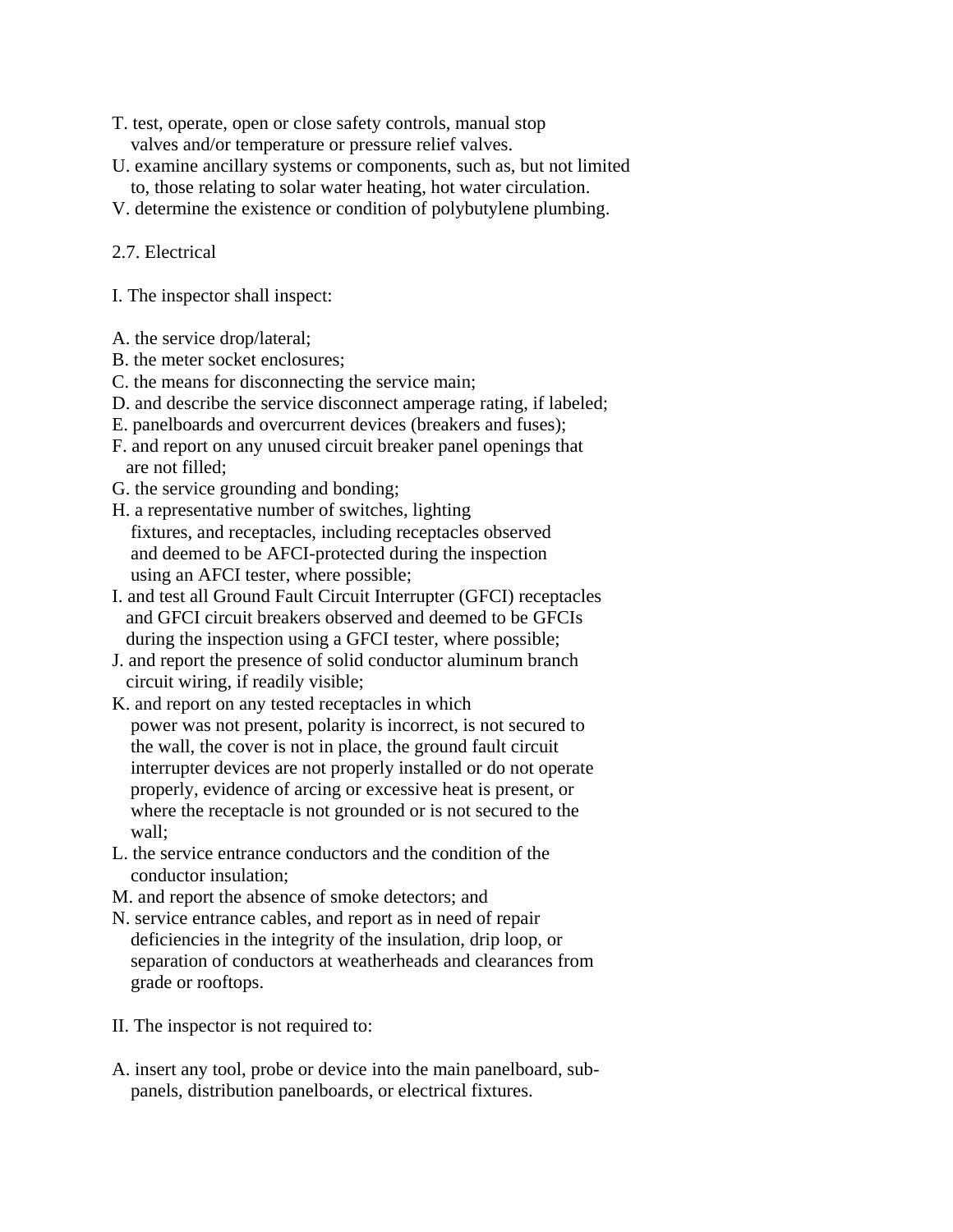T. test, operate, open or close safety controls, manual stop valves and/or temperature or pressure relief valves.

U. examine ancillary systems or components, such as, but not limited to, those relating to solar water heating, hot water circulation.

V. determine the existence or condition of polybutylene plumbing.

## 2.7. Electrical

I. The inspector shall inspect:

A. the service drop/lateral;

B. the meter socket enclosures;

C. the means for disconnecting the service main;

D. and describe the service disconnect amperage rating, if labeled;

E. panelboards and overcurrent devices (breakers and fuses);

F. and report on any unused circuit breaker panel openings that are not filled;

G. the service grounding and bonding;

H. a representative number of switches, lighting fixtures, and receptacles, including receptacles observed and deemed to be AFCI-protected during the inspection using an AFCI tester, where possible;

I. and test all Ground Fault Circuit Interrupter (GFCI) receptacles and GFCI circuit breakers observed and deemed to be GFCIs during the inspection using a GFCI tester, where possible;

J. and report the presence of solid conductor aluminum branch circuit wiring, if readily visible;

K. and report on any tested receptacles in which power was not present, polarity is incorrect, is not secured to the wall, the cover is not in place, the ground fault circuit interrupter devices are not properly installed or do not operate properly, evidence of arcing or excessive heat is present, or where the receptacle is not grounded or is not secured to the wall;

L. the service entrance conductors and the condition of the conductor insulation;

M. and report the absence of smoke detectors; and

N. service entrance cables, and report as in need of repair deficiencies in the integrity of the insulation, drip loop, or separation of conductors at weatherheads and clearances from grade or rooftops.

II. The inspector is not required to:

A. insert any tool, probe or device into the main panelboard, sub-panels, distribution panelboards, or electrical fixtures.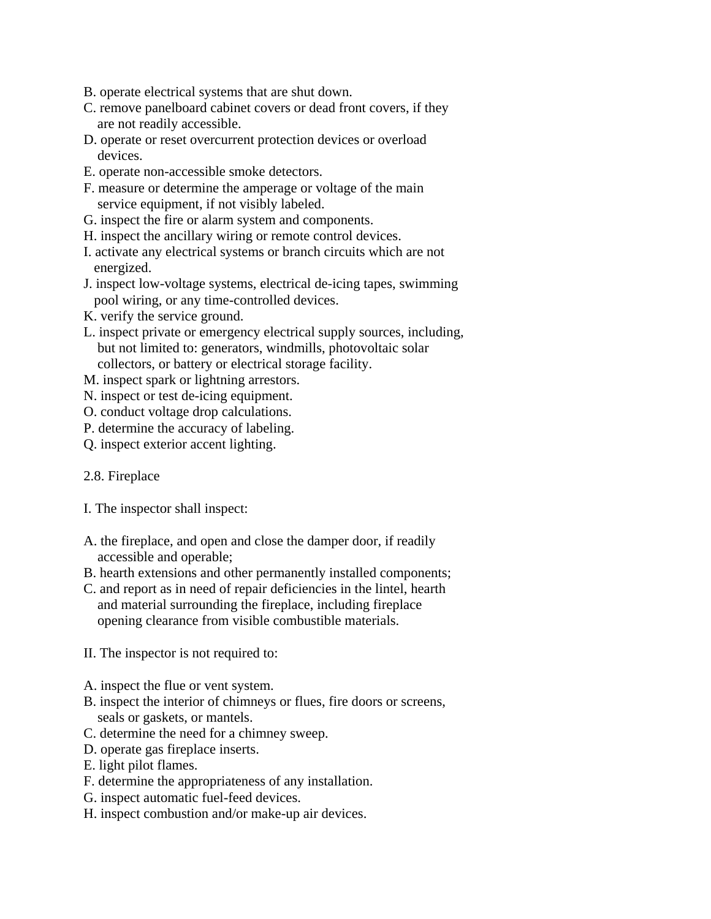B. operate electrical systems that are shut down.
C. remove panelboard cabinet covers or dead front covers, if they are not readily accessible.
D. operate or reset overcurrent protection devices or overload devices.
E. operate non-accessible smoke detectors.
F. measure or determine the amperage or voltage of the main service equipment, if not visibly labeled.
G. inspect the fire or alarm system and components.
H. inspect the ancillary wiring or remote control devices.
I. activate any electrical systems or branch circuits which are not energized.
J. inspect low-voltage systems, electrical de-icing tapes, swimming pool wiring, or any time-controlled devices.
K. verify the service ground.
L. inspect private or emergency electrical supply sources, including, but not limited to: generators, windmills, photovoltaic solar collectors, or battery or electrical storage facility.
M. inspect spark or lightning arrestors.
N. inspect or test de-icing equipment.
O. conduct voltage drop calculations.
P. determine the accuracy of labeling.
Q. inspect exterior accent lighting.

2.8. Fireplace

I. The inspector shall inspect:

A. the fireplace, and open and close the damper door, if readily accessible and operable;
B. hearth extensions and other permanently installed components;
C. and report as in need of repair deficiencies in the lintel, hearth and material surrounding the fireplace, including fireplace opening clearance from visible combustible materials.

II. The inspector is not required to:

A. inspect the flue or vent system.
B. inspect the interior of chimneys or flues, fire doors or screens, seals or gaskets, or mantels.
C. determine the need for a chimney sweep.
D. operate gas fireplace inserts.
E. light pilot flames.
F. determine the appropriateness of any installation.
G. inspect automatic fuel-feed devices.
H. inspect combustion and/or make-up air devices.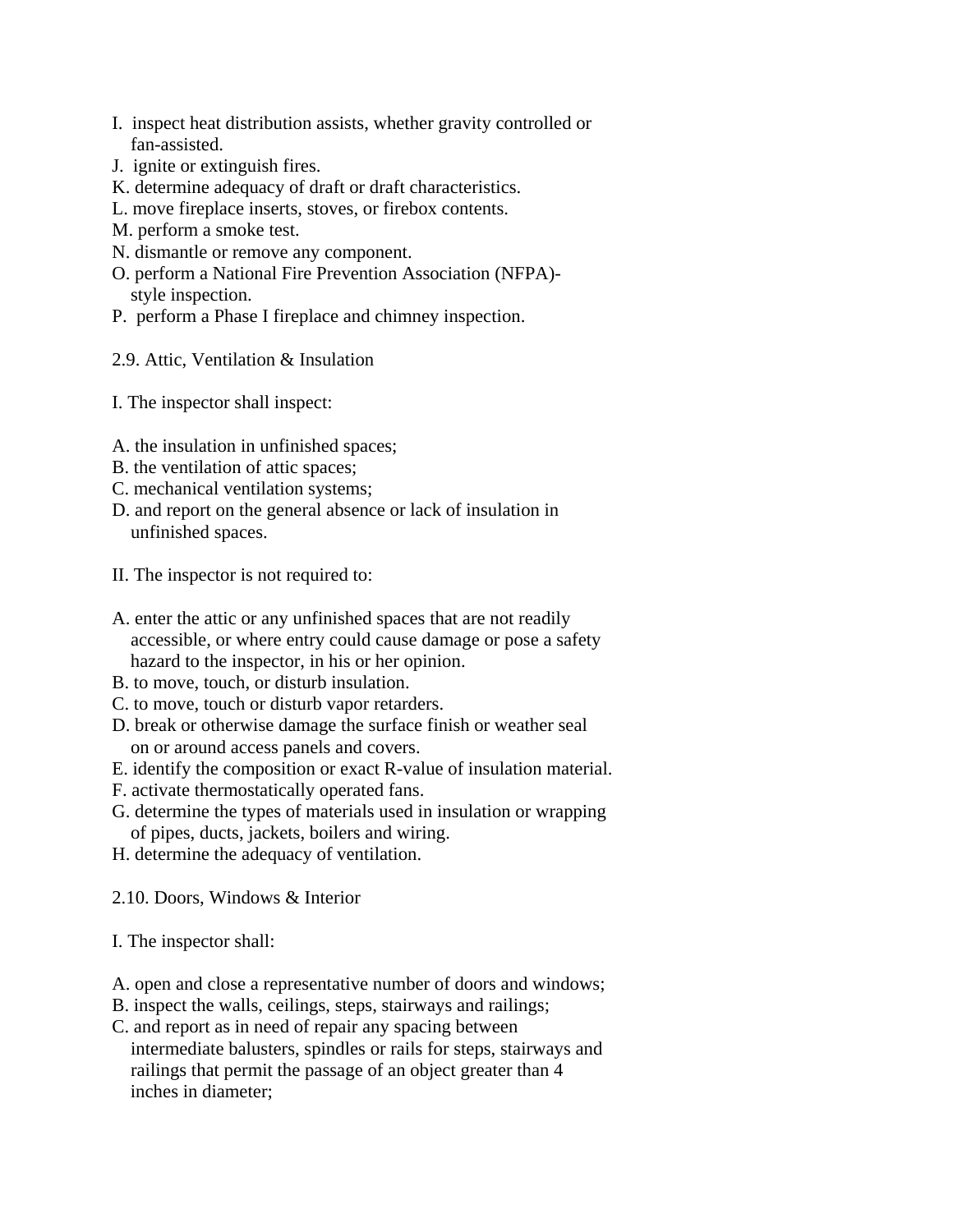I. inspect heat distribution assists, whether gravity controlled or fan-assisted.
J. ignite or extinguish fires.
K. determine adequacy of draft or draft characteristics.
L. move fireplace inserts, stoves, or firebox contents.
M. perform a smoke test.
N. dismantle or remove any component.
O. perform a National Fire Prevention Association (NFPA)-style inspection.
P. perform a Phase I fireplace and chimney inspection.

## 2.9. Attic, Ventilation & Insulation

I. The inspector shall inspect:

A. the insulation in unfinished spaces;
B. the ventilation of attic spaces;
C. mechanical ventilation systems;
D. and report on the general absence or lack of insulation in unfinished spaces.

II. The inspector is not required to:

A. enter the attic or any unfinished spaces that are not readily accessible, or where entry could cause damage or pose a safety hazard to the inspector, in his or her opinion.
B. to move, touch, or disturb insulation.
C. to move, touch or disturb vapor retarders.
D. break or otherwise damage the surface finish or weather seal on or around access panels and covers.
E. identify the composition or exact R-value of insulation material.
F. activate thermostatically operated fans.
G. determine the types of materials used in insulation or wrapping of pipes, ducts, jackets, boilers and wiring.
H. determine the adequacy of ventilation.

## 2.10. Doors, Windows & Interior

I. The inspector shall:

A. open and close a representative number of doors and windows;
B. inspect the walls, ceilings, steps, stairways and railings;
C. and report as in need of repair any spacing between intermediate balusters, spindles or rails for steps, stairways and railings that permit the passage of an object greater than 4 inches in diameter;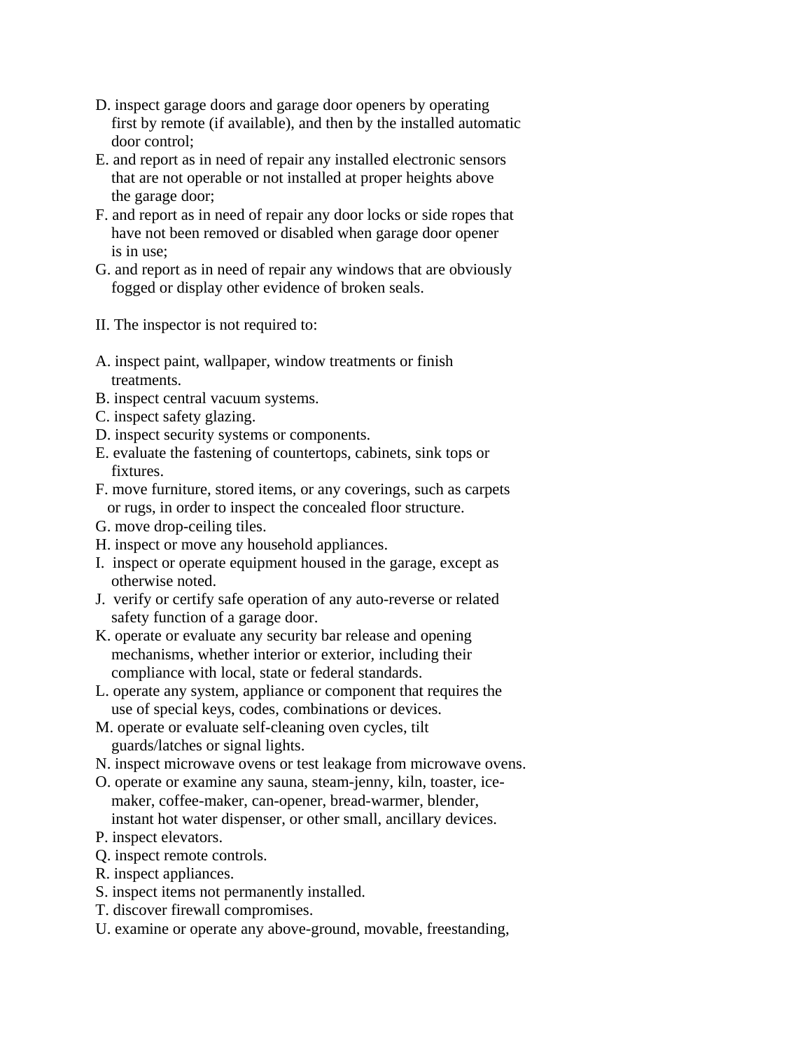D. inspect garage doors and garage door openers by operating first by remote (if available), and then by the installed automatic door control;

E. and report as in need of repair any installed electronic sensors that are not operable or not installed at proper heights above the garage door;

F. and report as in need of repair any door locks or side ropes that have not been removed or disabled when garage door opener is in use;

G. and report as in need of repair any windows that are obviously fogged or display other evidence of broken seals.

II. The inspector is not required to:

A. inspect paint, wallpaper, window treatments or finish treatments.

B. inspect central vacuum systems.

C. inspect safety glazing.

D. inspect security systems or components.

E. evaluate the fastening of countertops, cabinets, sink tops or fixtures.

F. move furniture, stored items, or any coverings, such as carpets or rugs, in order to inspect the concealed floor structure.

G. move drop-ceiling tiles.

H. inspect or move any household appliances.

I. inspect or operate equipment housed in the garage, except as otherwise noted.

J. verify or certify safe operation of any auto-reverse or related safety function of a garage door.

K. operate or evaluate any security bar release and opening mechanisms, whether interior or exterior, including their compliance with local, state or federal standards.

L. operate any system, appliance or component that requires the use of special keys, codes, combinations or devices.

M. operate or evaluate self-cleaning oven cycles, tilt guards/latches or signal lights.

N. inspect microwave ovens or test leakage from microwave ovens.

O. operate or examine any sauna, steam-jenny, kiln, toaster, ice-maker, coffee-maker, can-opener, bread-warmer, blender, instant hot water dispenser, or other small, ancillary devices.

P. inspect elevators.

Q. inspect remote controls.

R. inspect appliances.

S. inspect items not permanently installed.

T. discover firewall compromises.

U. examine or operate any above-ground, movable, freestanding,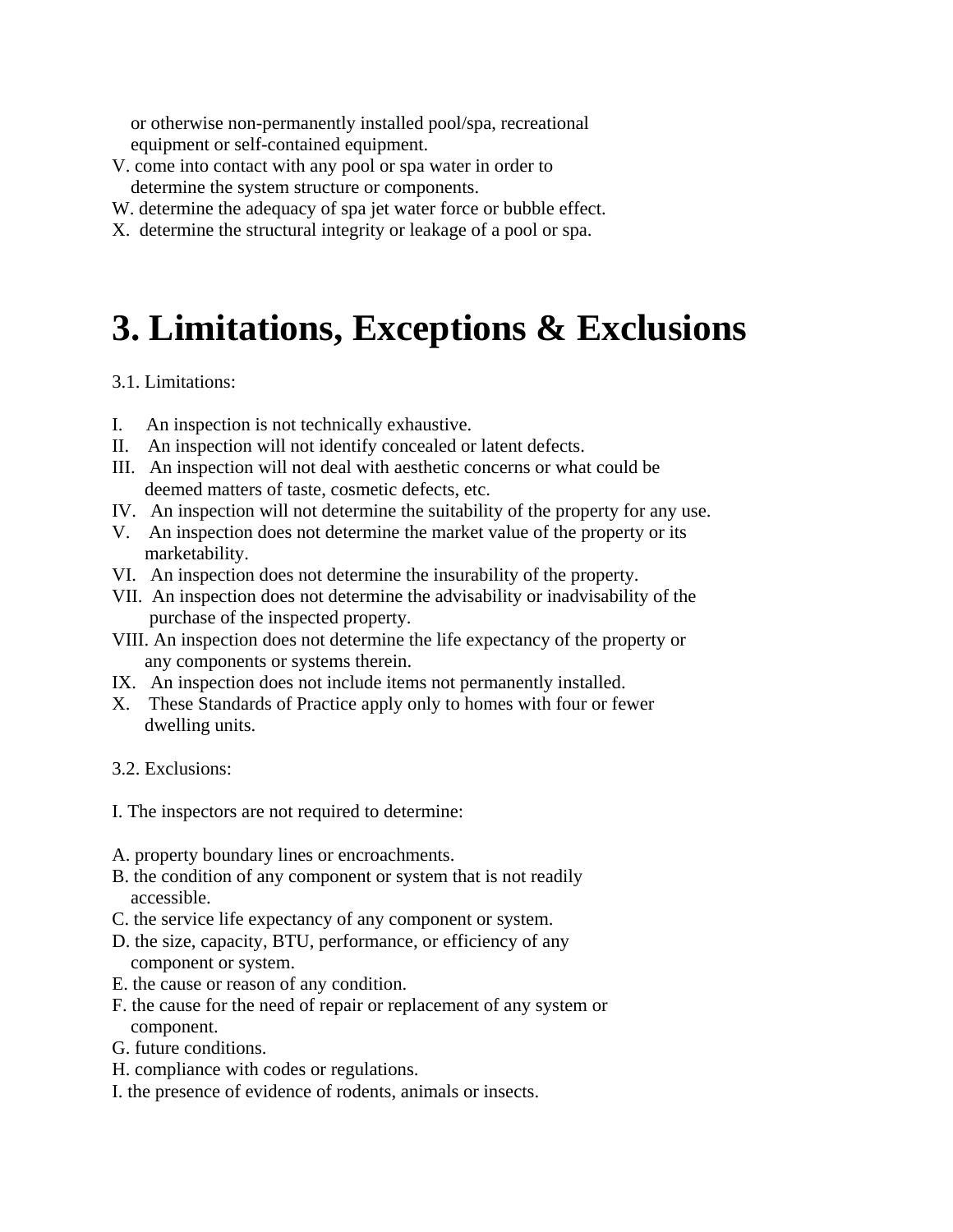or otherwise non-permanently installed pool/spa, recreational equipment or self-contained equipment.

V. come into contact with any pool or spa water in order to determine the system structure or components.

W. determine the adequacy of spa jet water force or bubble effect.

X. determine the structural integrity or leakage of a pool or spa.

# 3. Limitations, Exceptions & Exclusions

3.1. Limitations:

I. An inspection is not technically exhaustive.

II. An inspection will not identify concealed or latent defects.

III. An inspection will not deal with aesthetic concerns or what could be deemed matters of taste, cosmetic defects, etc.

IV. An inspection will not determine the suitability of the property for any use.

V. An inspection does not determine the market value of the property or its marketability.

VI. An inspection does not determine the insurability of the property.

VII. An inspection does not determine the advisability or inadvisability of the purchase of the inspected property.

VIII. An inspection does not determine the life expectancy of the property or any components or systems therein.

IX. An inspection does not include items not permanently installed.

X. These Standards of Practice apply only to homes with four or fewer dwelling units.

3.2. Exclusions:

I. The inspectors are not required to determine:

A. property boundary lines or encroachments.

B. the condition of any component or system that is not readily accessible.

C. the service life expectancy of any component or system.

D. the size, capacity, BTU, performance, or efficiency of any component or system.

E. the cause or reason of any condition.

F. the cause for the need of repair or replacement of any system or component.

G. future conditions.

H. compliance with codes or regulations.

I. the presence of evidence of rodents, animals or insects.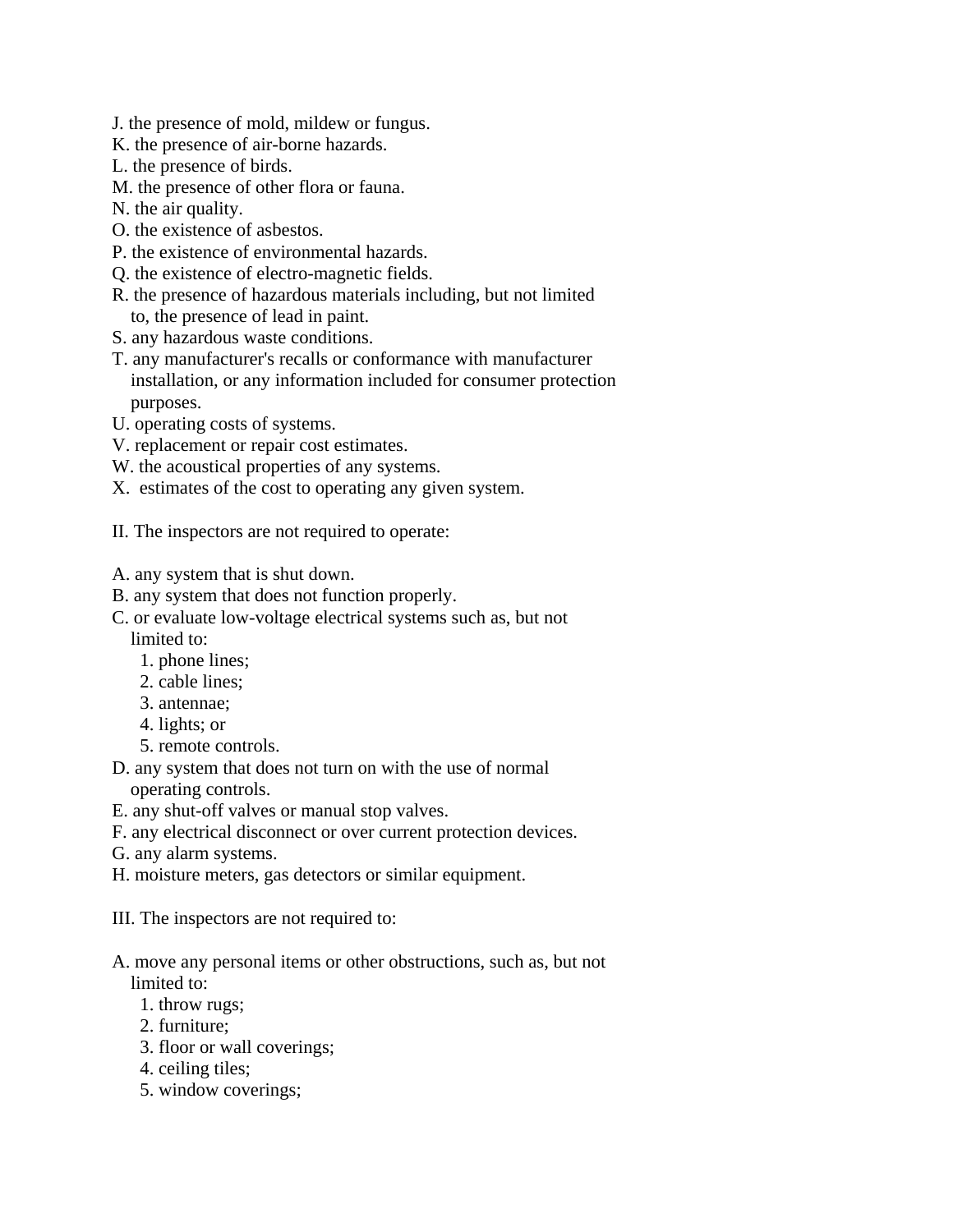J. the presence of mold, mildew or fungus.
K. the presence of air-borne hazards.
L. the presence of birds.
M. the presence of other flora or fauna.
N. the air quality.
O. the existence of asbestos.
P. the existence of environmental hazards.
Q. the existence of electro-magnetic fields.
R. the presence of hazardous materials including, but not limited to, the presence of lead in paint.
S. any hazardous waste conditions.
T. any manufacturer's recalls or conformance with manufacturer installation, or any information included for consumer protection purposes.
U. operating costs of systems.
V. replacement or repair cost estimates.
W. the acoustical properties of any systems.
X. estimates of the cost to operating any given system.

II. The inspectors are not required to operate:

A. any system that is shut down.
B. any system that does not function properly.
C. or evaluate low-voltage electrical systems such as, but not limited to:
   1. phone lines;
   2. cable lines;
   3. antennae;
   4. lights; or
   5. remote controls.
D. any system that does not turn on with the use of normal operating controls.
E. any shut-off valves or manual stop valves.
F. any electrical disconnect or over current protection devices.
G. any alarm systems.
H. moisture meters, gas detectors or similar equipment.

III. The inspectors are not required to:

A. move any personal items or other obstructions, such as, but not limited to:
   1. throw rugs;
   2. furniture;
   3. floor or wall coverings;
   4. ceiling tiles;
   5. window coverings;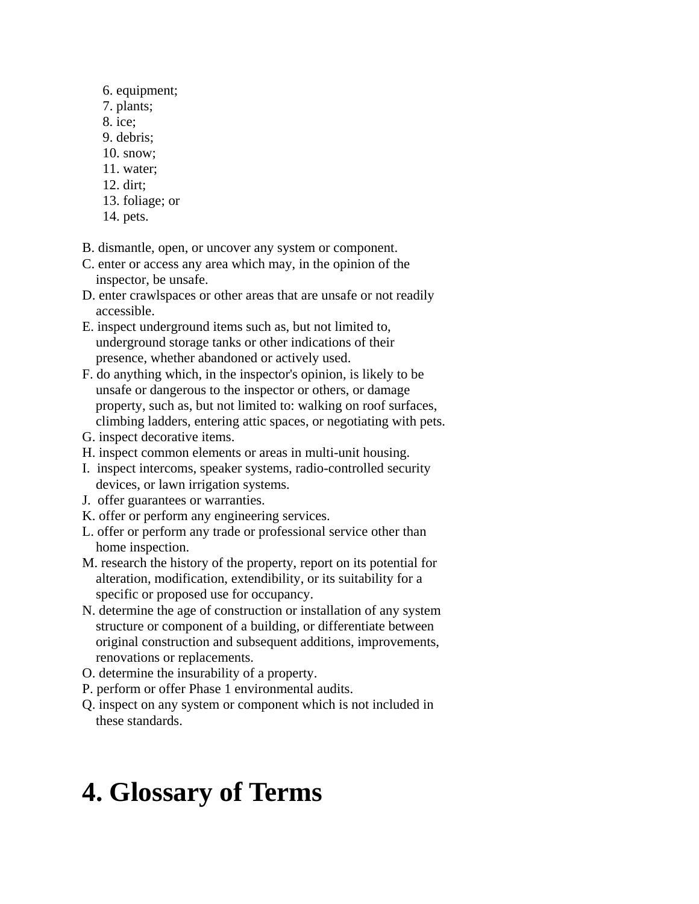6. equipment;
7. plants;
8. ice;
9. debris;
10. snow;
11. water;
12. dirt;
13. foliage; or
14. pets.

B. dismantle, open, or uncover any system or component.
C. enter or access any area which may, in the opinion of the inspector, be unsafe.
D. enter crawlspaces or other areas that are unsafe or not readily accessible.
E. inspect underground items such as, but not limited to, underground storage tanks or other indications of their presence, whether abandoned or actively used.
F. do anything which, in the inspector's opinion, is likely to be unsafe or dangerous to the inspector or others, or damage property, such as, but not limited to: walking on roof surfaces, climbing ladders, entering attic spaces, or negotiating with pets.
G. inspect decorative items.
H. inspect common elements or areas in multi-unit housing.
I. inspect intercoms, speaker systems, radio-controlled security devices, or lawn irrigation systems.
J. offer guarantees or warranties.
K. offer or perform any engineering services.
L. offer or perform any trade or professional service other than home inspection.
M. research the history of the property, report on its potential for alteration, modification, extendibility, or its suitability for a specific or proposed use for occupancy.
N. determine the age of construction or installation of any system structure or component of a building, or differentiate between original construction and subsequent additions, improvements, renovations or replacements.
O. determine the insurability of a property.
P. perform or offer Phase 1 environmental audits.
Q. inspect on any system or component which is not included in these standards.

# 4. Glossary of Terms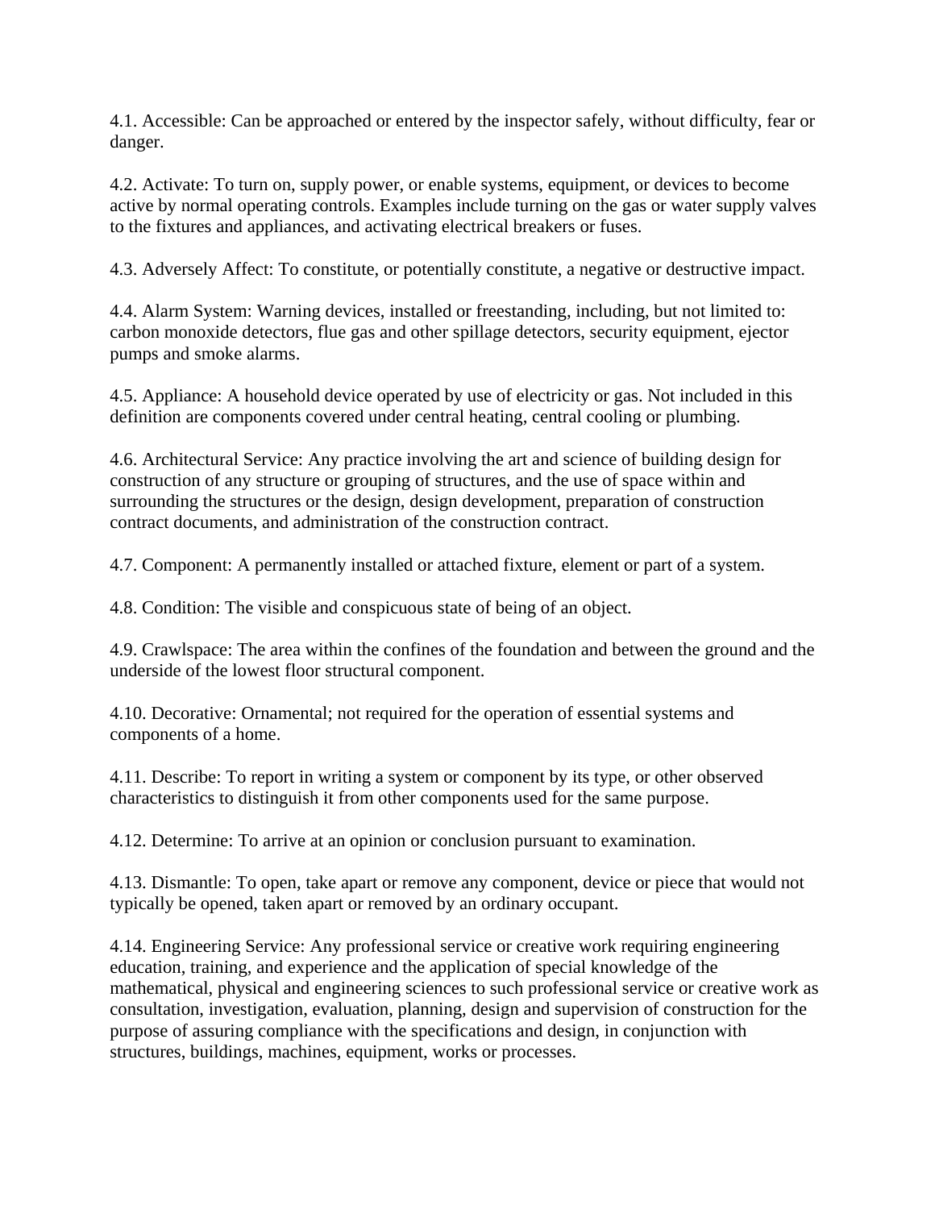4.1. Accessible: Can be approached or entered by the inspector safely, without difficulty, fear or danger.

4.2. Activate: To turn on, supply power, or enable systems, equipment, or devices to become active by normal operating controls. Examples include turning on the gas or water supply valves to the fixtures and appliances, and activating electrical breakers or fuses.

4.3. Adversely Affect: To constitute, or potentially constitute, a negative or destructive impact.

4.4. Alarm System: Warning devices, installed or freestanding, including, but not limited to: carbon monoxide detectors, flue gas and other spillage detectors, security equipment, ejector pumps and smoke alarms.

4.5. Appliance: A household device operated by use of electricity or gas. Not included in this definition are components covered under central heating, central cooling or plumbing.

4.6. Architectural Service: Any practice involving the art and science of building design for construction of any structure or grouping of structures, and the use of space within and surrounding the structures or the design, design development, preparation of construction contract documents, and administration of the construction contract.

4.7. Component: A permanently installed or attached fixture, element or part of a system.

4.8. Condition: The visible and conspicuous state of being of an object.

4.9. Crawlspace: The area within the confines of the foundation and between the ground and the underside of the lowest floor structural component.

4.10. Decorative: Ornamental; not required for the operation of essential systems and components of a home.

4.11. Describe: To report in writing a system or component by its type, or other observed characteristics to distinguish it from other components used for the same purpose.

4.12. Determine: To arrive at an opinion or conclusion pursuant to examination.

4.13. Dismantle: To open, take apart or remove any component, device or piece that would not typically be opened, taken apart or removed by an ordinary occupant.

4.14. Engineering Service: Any professional service or creative work requiring engineering education, training, and experience and the application of special knowledge of the mathematical, physical and engineering sciences to such professional service or creative work as consultation, investigation, evaluation, planning, design and supervision of construction for the purpose of assuring compliance with the specifications and design, in conjunction with structures, buildings, machines, equipment, works or processes.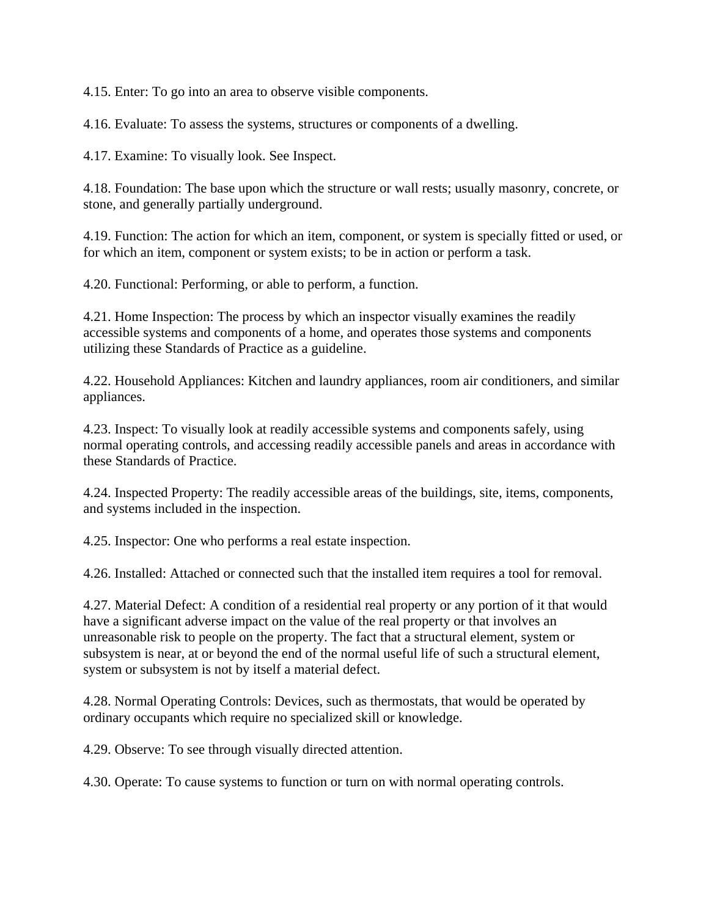4.15. Enter: To go into an area to observe visible components.

4.16. Evaluate: To assess the systems, structures or components of a dwelling.

4.17. Examine: To visually look. See Inspect.

4.18. Foundation: The base upon which the structure or wall rests; usually masonry, concrete, or stone, and generally partially underground.

4.19. Function: The action for which an item, component, or system is specially fitted or used, or for which an item, component or system exists; to be in action or perform a task.

4.20. Functional: Performing, or able to perform, a function.

4.21. Home Inspection: The process by which an inspector visually examines the readily accessible systems and components of a home, and operates those systems and components utilizing these Standards of Practice as a guideline.

4.22. Household Appliances: Kitchen and laundry appliances, room air conditioners, and similar appliances.

4.23. Inspect: To visually look at readily accessible systems and components safely, using normal operating controls, and accessing readily accessible panels and areas in accordance with these Standards of Practice.

4.24. Inspected Property: The readily accessible areas of the buildings, site, items, components, and systems included in the inspection.

4.25. Inspector: One who performs a real estate inspection.

4.26. Installed: Attached or connected such that the installed item requires a tool for removal.

4.27. Material Defect: A condition of a residential real property or any portion of it that would have a significant adverse impact on the value of the real property or that involves an unreasonable risk to people on the property. The fact that a structural element, system or subsystem is near, at or beyond the end of the normal useful life of such a structural element, system or subsystem is not by itself a material defect.

4.28. Normal Operating Controls: Devices, such as thermostats, that would be operated by ordinary occupants which require no specialized skill or knowledge.

4.29. Observe: To see through visually directed attention.

4.30. Operate: To cause systems to function or turn on with normal operating controls.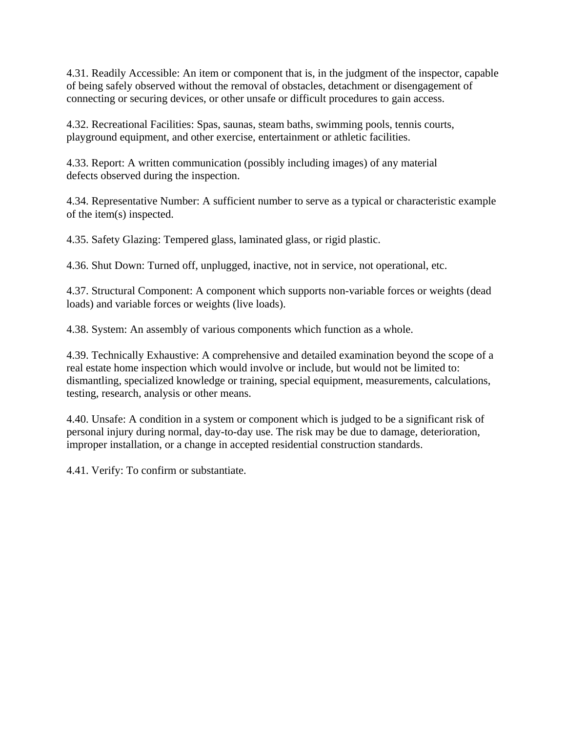4.31. Readily Accessible: An item or component that is, in the judgment of the inspector, capable of being safely observed without the removal of obstacles, detachment or disengagement of connecting or securing devices, or other unsafe or difficult procedures to gain access.

4.32. Recreational Facilities: Spas, saunas, steam baths, swimming pools, tennis courts, playground equipment, and other exercise, entertainment or athletic facilities.

4.33. Report: A written communication (possibly including images) of any material defects observed during the inspection.

4.34. Representative Number: A sufficient number to serve as a typical or characteristic example of the item(s) inspected.

4.35. Safety Glazing: Tempered glass, laminated glass, or rigid plastic.

4.36. Shut Down: Turned off, unplugged, inactive, not in service, not operational, etc.

4.37. Structural Component: A component which supports non-variable forces or weights (dead loads) and variable forces or weights (live loads).

4.38. System: An assembly of various components which function as a whole.

4.39. Technically Exhaustive: A comprehensive and detailed examination beyond the scope of a real estate home inspection which would involve or include, but would not be limited to: dismantling, specialized knowledge or training, special equipment, measurements, calculations, testing, research, analysis or other means.

4.40. Unsafe: A condition in a system or component which is judged to be a significant risk of personal injury during normal, day-to-day use. The risk may be due to damage, deterioration, improper installation, or a change in accepted residential construction standards.

4.41. Verify: To confirm or substantiate.